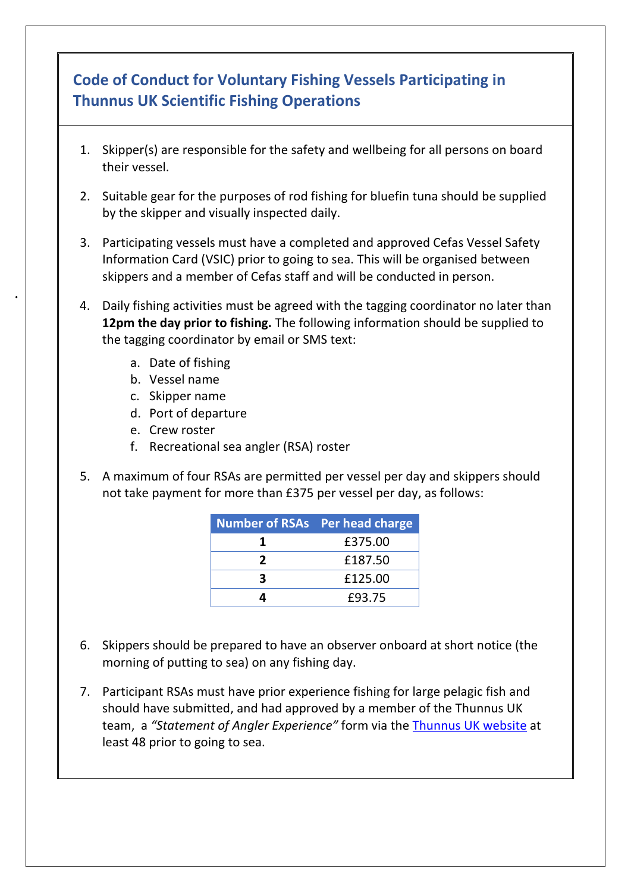# Code of Conduct for Voluntary Fishing Vessels Participating in Thunnus UK Scientific Fishing Operations

1. Skipper(s) are responsible for the safety and wellbeing for all persons on board their vessel.

2. Suitable gear for the purposes of rod fishing for bluefin tuna should be supplied by the skipper and visually inspected daily.

3. Participating vessels must have a completed and approved Cefas Vessel Safety Information Card (VSIC) prior to going to sea. This will be organised between skippers and a member of Cefas staff and will be conducted in person.

4. Daily fishing activities must be agreed with the tagging coordinator no later than **12pm the day prior to fishing.** The following information should be supplied to the tagging coordinator by email or SMS text:

   a. Date of fishing
   b. Vessel name
   c. Skipper name
   d. Port of departure
   e. Crew roster
   f. Recreational sea angler (RSA) roster

5. A maximum of four RSAs are permitted per vessel per day and skippers should not take payment for more than £375 per vessel per day, as follows:

| Number of RSAs | Per head charge |
|---|---|
| **1** | £375.00 |
| **2** | £187.50 |
| **3** | £125.00 |
| **4** | £93.75 |

6. Skippers should be prepared to have an observer onboard at short notice (the morning of putting to sea) on any fishing day.

7. Participant RSAs must have prior experience fishing for large pelagic fish and should have submitted, and had approved by a member of the Thunnus UK team, a *"Statement of Angler Experience"* form via the Thunnus UK website at least 48 prior to going to sea.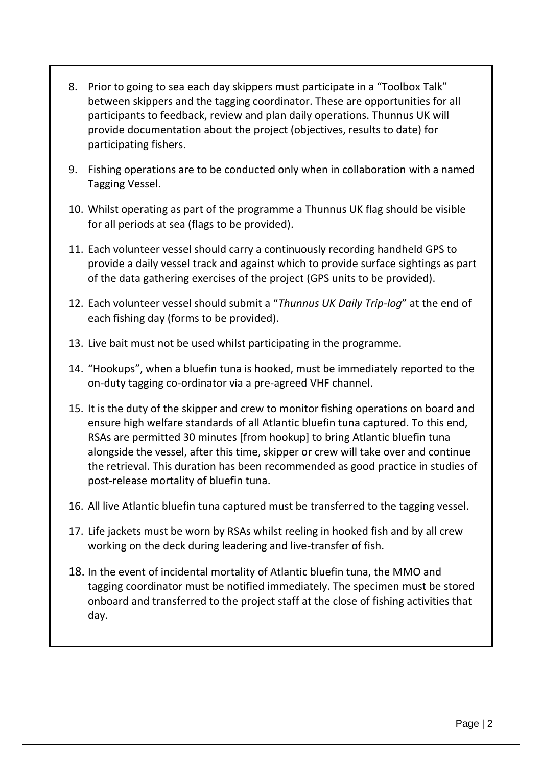8. Prior to going to sea each day skippers must participate in a "Toolbox Talk" between skippers and the tagging coordinator. These are opportunities for all participants to feedback, review and plan daily operations. Thunnus UK will provide documentation about the project (objectives, results to date) for participating fishers.
9. Fishing operations are to be conducted only when in collaboration with a named Tagging Vessel.
10. Whilst operating as part of the programme a Thunnus UK flag should be visible for all periods at sea (flags to be provided).
11. Each volunteer vessel should carry a continuously recording handheld GPS to provide a daily vessel track and against which to provide surface sightings as part of the data gathering exercises of the project (GPS units to be provided).
12. Each volunteer vessel should submit a "*Thunnus UK Daily Trip-log*" at the end of each fishing day (forms to be provided).
13. Live bait must not be used whilst participating in the programme.
14. "Hookups", when a bluefin tuna is hooked, must be immediately reported to the on-duty tagging co-ordinator via a pre-agreed VHF channel.
15. It is the duty of the skipper and crew to monitor fishing operations on board and ensure high welfare standards of all Atlantic bluefin tuna captured. To this end, RSAs are permitted 30 minutes [from hookup] to bring Atlantic bluefin tuna alongside the vessel, after this time, skipper or crew will take over and continue the retrieval. This duration has been recommended as good practice in studies of post-release mortality of bluefin tuna.
16. All live Atlantic bluefin tuna captured must be transferred to the tagging vessel.
17. Life jackets must be worn by RSAs whilst reeling in hooked fish and by all crew working on the deck during leadering and live-transfer of fish.
18. In the event of incidental mortality of Atlantic bluefin tuna, the MMO and tagging coordinator must be notified immediately. The specimen must be stored onboard and transferred to the project staff at the close of fishing activities that day.